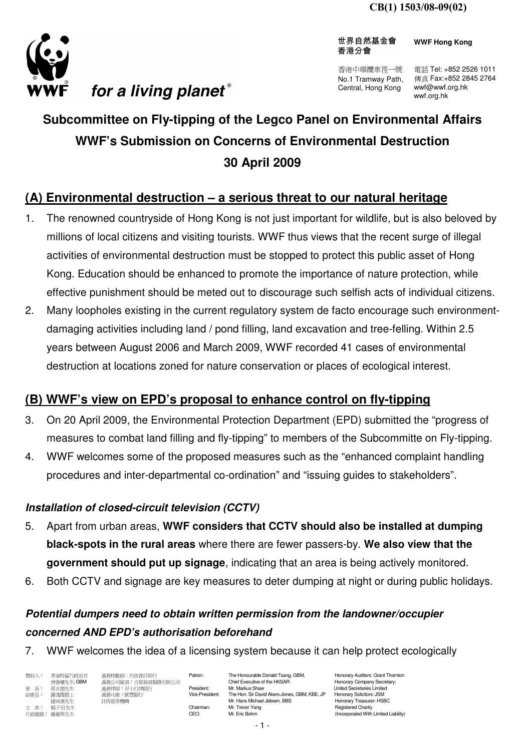CB(1) 1503/08-09(02)

WWF for a living planet®

世界自然基金會
香港分會

WWF Hong Kong

香港中環纜車徑一號
No.1 Tramway Path,
Central, Hong Kong

電話 Tel: +852 2526 1011
傳真 Fax:+852 2845 2764
wwf@wwf.org.hk
wwf.org.hk

# Subcommittee on Fly-tipping of the Legco Panel on Environmental Affairs
# WWF's Submission on Concerns of Environmental Destruction
# 30 April 2009

## (A) Environmental destruction – a serious threat to our natural heritage

1. The renowned countryside of Hong Kong is not just important for wildlife, but is also beloved by millions of local citizens and visiting tourists. WWF thus views that the recent surge of illegal activities of environmental destruction must be stopped to protect this public asset of Hong Kong. Education should be enhanced to promote the importance of nature protection, while effective punishment should be meted out to discourage such selfish acts of individual citizens.
2. Many loopholes existing in the current regulatory system de facto encourage such environment-damaging activities including land / pond filling, land excavation and tree-felling. Within 2.5 years between August 2006 and March 2009, WWF recorded 41 cases of environmental destruction at locations zoned for nature conservation or places of ecological interest.

## (B) WWF's view on EPD's proposal to enhance control on fly-tipping

3. On 20 April 2009, the Environmental Protection Department (EPD) submitted the "progress of measures to combat land filling and fly-tipping" to members of the Subcommitte on Fly-tipping.
4. WWF welcomes some of the proposed measures such as the "enhanced complaint handling procedures and inter-departmental co-ordination" and "issuing guides to stakeholders".

### *Installation of closed-circuit television (CCTV)*

5. Apart from urban areas, **WWF considers that CCTV should also be installed at dumping black-spots in the rural areas** where there are fewer passers-by. **We also view that the government should put up signage**, indicating that an area is being actively monitored.
6. Both CCTV and signage are key measures to deter dumping at night or during public holidays.

### *Potential dumpers need to obtain written permission from the landowner/occupier concerned AND EPD's authorisation beforehand*

7. WWF welcomes the idea of a licensing system because it can help protect ecologically

| | | | | | |
|---|---|---|---|---|---|
| 贊助人： | 香港特區行政長官 曾蔭權先生, GBM | 義務核數師：均富會計師行 | Patron: | The Honourable Donald Tsang, GBM, Chief Executive of the HKSAR | Honorary Auditors: Grant Thornton |
| 會　長： | 邵在德先生 | 義務公司秘書：合眾秘書服務有限公司 | President: | Mr. Markus Shaw | Honorary Company Secretary: United Secretaries Limited |
| 副會長： | 鍾逸傑爵士 捷成漢先生 | 義務律師：孖士打律師行 | Vice-President: | The Hon. Sir David Akers-Jones, GBM, KBE, JP Mr. Hans Michael Jebsen, BBS | Honorary Solicitors: JSM |
| 主　席： | 楊子信先生 | 義務司庫：匯豐銀行 | Chairman: | Mr. Trevor Yang | Honorary Treasurer: HSBC |
| 行政總裁： | 龐毅理先生 | 註冊慈善機構 | CEO: | Mr. Eric Bohm | Registered Charity (Incorporated With Limited Liability) |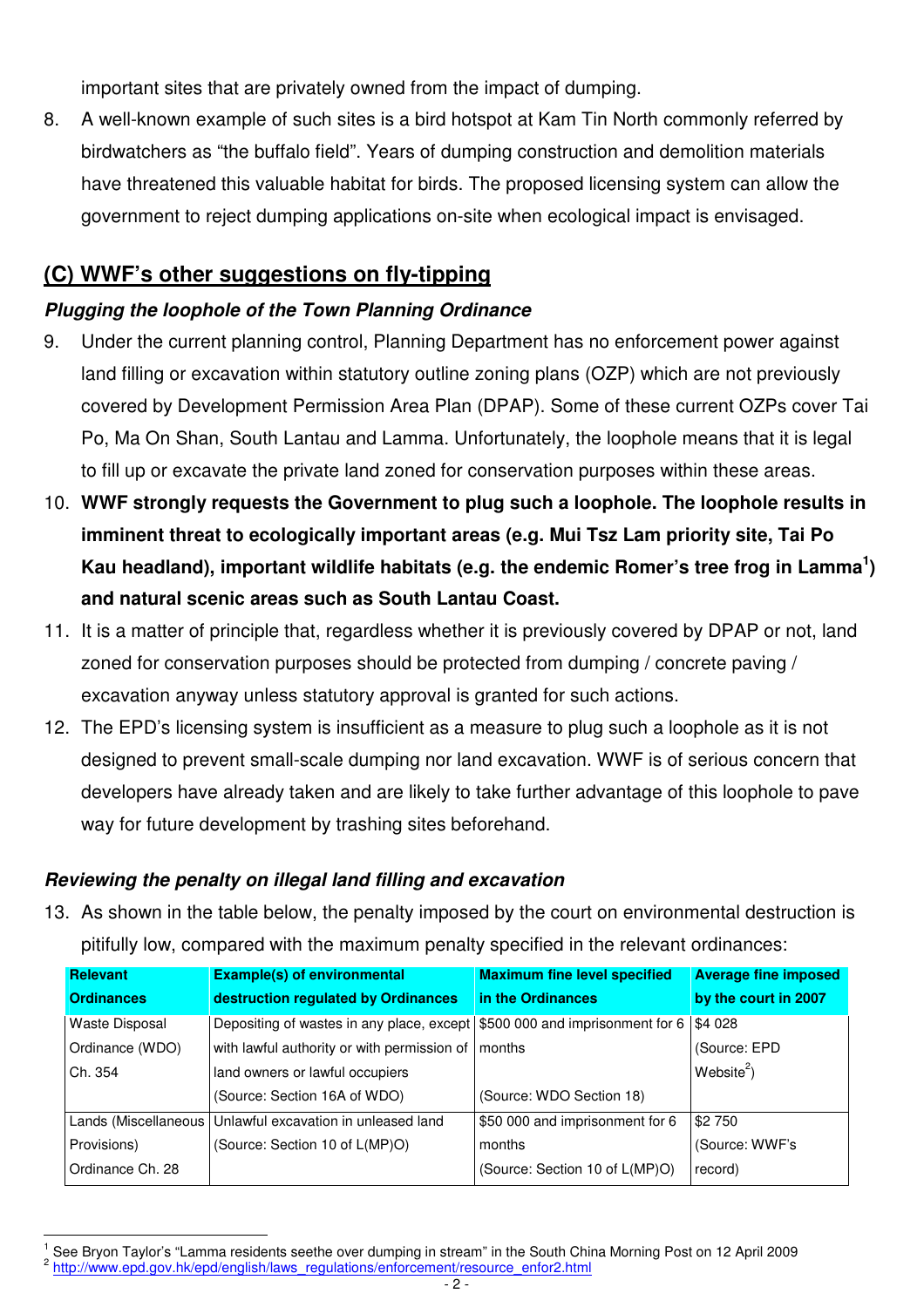important sites that are privately owned from the impact of dumping.

8. A well-known example of such sites is a bird hotspot at Kam Tin North commonly referred by birdwatchers as "the buffalo field". Years of dumping construction and demolition materials have threatened this valuable habitat for birds. The proposed licensing system can allow the government to reject dumping applications on-site when ecological impact is envisaged.

## (C) WWF's other suggestions on fly-tipping

### *Plugging the loophole of the Town Planning Ordinance*

9. Under the current planning control, Planning Department has no enforcement power against land filling or excavation within statutory outline zoning plans (OZP) which are not previously covered by Development Permission Area Plan (DPAP). Some of these current OZPs cover Tai Po, Ma On Shan, South Lantau and Lamma. Unfortunately, the loophole means that it is legal to fill up or excavate the private land zoned for conservation purposes within these areas.
10. **WWF strongly requests the Government to plug such a loophole. The loophole results in imminent threat to ecologically important areas (e.g. Mui Tsz Lam priority site, Tai Po Kau headland), important wildlife habitats (e.g. the endemic Romer's tree frog in Lamma[1]) and natural scenic areas such as South Lantau Coast.**
11. It is a matter of principle that, regardless whether it is previously covered by DPAP or not, land zoned for conservation purposes should be protected from dumping / concrete paving / excavation anyway unless statutory approval is granted for such actions.
12. The EPD's licensing system is insufficient as a measure to plug such a loophole as it is not designed to prevent small-scale dumping nor land excavation. WWF is of serious concern that developers have already taken and are likely to take further advantage of this loophole to pave way for future development by trashing sites beforehand.

### *Reviewing the penalty on illegal land filling and excavation*

13. As shown in the table below, the penalty imposed by the court on environmental destruction is pitifully low, compared with the maximum penalty specified in the relevant ordinances:

| Relevant Ordinances | Example(s) of environmental destruction regulated by Ordinances | Maximum fine level specified in the Ordinances | Average fine imposed by the court in 2007 |
|---|---|---|---|
| Waste Disposal Ordinance (WDO) Ch. 354 | Depositing of wastes in any place, except with lawful authority or with permission of land owners or lawful occupiers (Source: Section 16A of WDO) | \$500 000 and imprisonment for 6 months (Source: WDO Section 18) | \$4 028 (Source: EPD Website[2]) |
| Lands (Miscellaneous Provisions) Ordinance Ch. 28 | Unlawful excavation in unleased land (Source: Section 10 of L(MP)O) | \$50 000 and imprisonment for 6 months (Source: Section 10 of L(MP)O) | \$2 750 (Source: WWF's record) |

[1] See Bryon Taylor's "Lamma residents seethe over dumping in stream" in the South China Morning Post on 12 April 2009

[2] http://www.epd.gov.hk/epd/english/laws_regulations/enforcement/resource_enfor2.html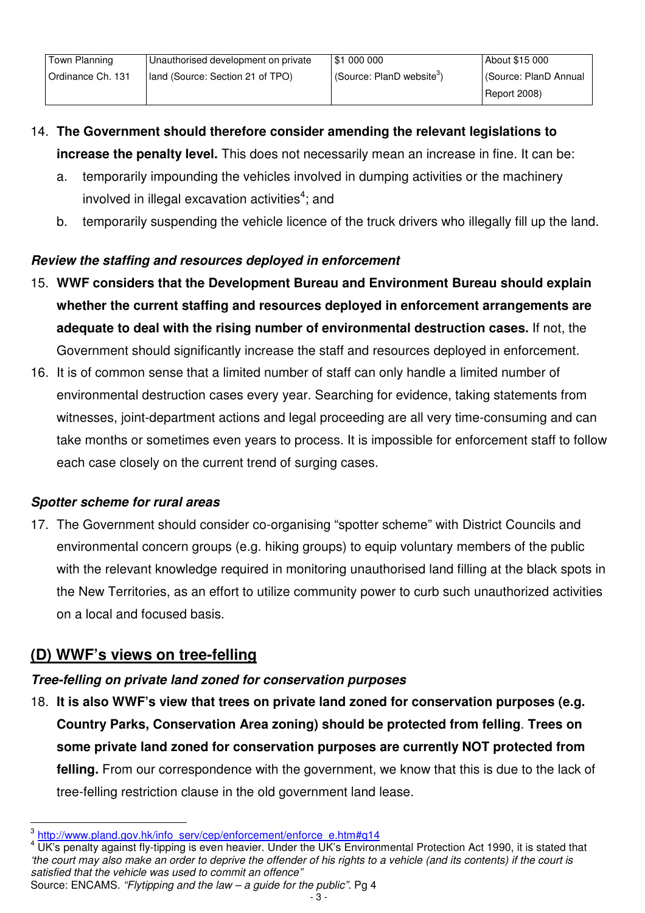| Town Planning Ordinance Ch. 131 | Unauthorised development on private land (Source: Section 21 of TPO) | $1 000 000 (Source: PlanD website[3]) | About $15 000 (Source: PlanD Annual Report 2008) |
|---|---|---|---|

14. **The Government should therefore consider amending the relevant legislations to increase the penalty level.** This does not necessarily mean an increase in fine. It can be:
    a. temporarily impounding the vehicles involved in dumping activities or the machinery involved in illegal excavation activities[4]; and
    b. temporarily suspending the vehicle licence of the truck drivers who illegally fill up the land.

***Review the staffing and resources deployed in enforcement***

15. **WWF considers that the Development Bureau and Environment Bureau should explain whether the current staffing and resources deployed in enforcement arrangements are adequate to deal with the rising number of environmental destruction cases.** If not, the Government should significantly increase the staff and resources deployed in enforcement.
16. It is of common sense that a limited number of staff can only handle a limited number of environmental destruction cases every year. Searching for evidence, taking statements from witnesses, joint-department actions and legal proceeding are all very time-consuming and can take months or sometimes even years to process. It is impossible for enforcement staff to follow each case closely on the current trend of surging cases.

***Spotter scheme for rural areas***

17. The Government should consider co-organising "spotter scheme" with District Councils and environmental concern groups (e.g. hiking groups) to equip voluntary members of the public with the relevant knowledge required in monitoring unauthorised land filling at the black spots in the New Territories, as an effort to utilize community power to curb such unauthorized activities on a local and focused basis.

## (D) WWF's views on tree-felling

***Tree-felling on private land zoned for conservation purposes***

18. **It is also WWF's view that trees on private land zoned for conservation purposes (e.g. Country Parks, Conservation Area zoning) should be protected from felling**. **Trees on some private land zoned for conservation purposes are currently NOT protected from felling.** From our correspondence with the government, we know that this is due to the lack of tree-felling restriction clause in the old government land lease.

---

[3] http://www.pland.gov.hk/info_serv/cep/enforcement/enforce_e.htm#q14

[4] UK's penalty against fly-tipping is even heavier. Under the UK's Environmental Protection Act 1990, it is stated that *'the court may also make an order to deprive the offender of his rights to a vehicle (and its contents) if the court is satisfied that the vehicle was used to commit an offence"*
Source: ENCAMS. *"Flytipping and the law – a guide for the public"*. Pg 4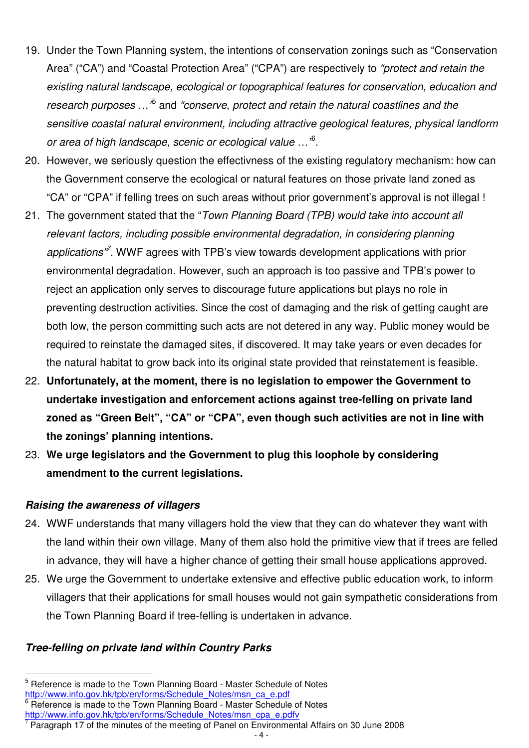19. Under the Town Planning system, the intentions of conservation zonings such as "Conservation Area" ("CA") and "Coastal Protection Area" ("CPA") are respectively to *"protect and retain the existing natural landscape, ecological or topographical features for conservation, education and research purposes …"*[5] and *"conserve, protect and retain the natural coastlines and the sensitive coastal natural environment, including attractive geological features, physical landform or area of high landscape, scenic or ecological value …"*[6].
20. However, we seriously question the effectivness of the existing regulatory mechanism: how can the Government conserve the ecological or natural features on those private land zoned as "CA" or "CPA" if felling trees on such areas without prior government's approval is not illegal !
21. The government stated that the "*Town Planning Board (TPB) would take into account all relevant factors, including possible environmental degradation, in considering planning applications*"[7]. WWF agrees with TPB's view towards development applications with prior environmental degradation. However, such an approach is too passive and TPB's power to reject an application only serves to discourage future applications but plays no role in preventing destruction activities. Since the cost of damaging and the risk of getting caught are both low, the person committing such acts are not detered in any way. Public money would be required to reinstate the damaged sites, if discovered. It may take years or even decades for the natural habitat to grow back into its original state provided that reinstatement is feasible.
22. **Unfortunately, at the moment, there is no legislation to empower the Government to undertake investigation and enforcement actions against tree-felling on private land zoned as "Green Belt", "CA" or "CPA", even though such activities are not in line with the zonings' planning intentions.**
23. **We urge legislators and the Government to plug this loophole by considering amendment to the current legislations.**

### *Raising the awareness of villagers*

24. WWF understands that many villagers hold the view that they can do whatever they want with the land within their own village. Many of them also hold the primitive view that if trees are felled in advance, they will have a higher chance of getting their small house applications approved.
25. We urge the Government to undertake extensive and effective public education work, to inform villagers that their applications for small houses would not gain sympathetic considerations from the Town Planning Board if tree-felling is undertaken in advance.

### *Tree-felling on private land within Country Parks*

---

[5] Reference is made to the Town Planning Board - Master Schedule of Notes http://www.info.gov.hk/tpb/en/forms/Schedule_Notes/msn_ca_e.pdf

[6] Reference is made to the Town Planning Board - Master Schedule of Notes http://www.info.gov.hk/tpb/en/forms/Schedule_Notes/msn_cpa_e.pdfv

[7] Paragraph 17 of the minutes of the meeting of Panel on Environmental Affairs on 30 June 2008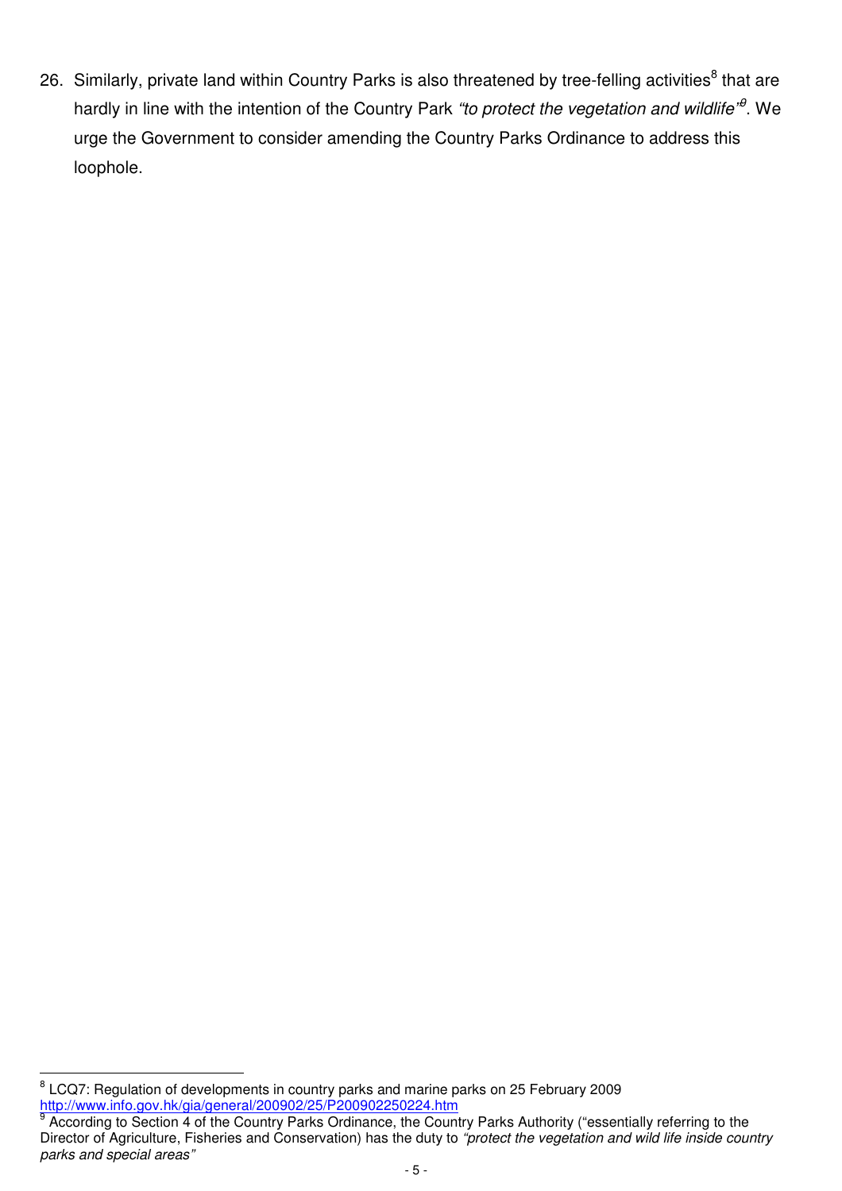26. Similarly, private land within Country Parks is also threatened by tree-felling activities[8] that are hardly in line with the intention of the Country Park *"to protect the vegetation and wildlife"*[9]. We urge the Government to consider amending the Country Parks Ordinance to address this loophole.

---

[8] LCQ7: Regulation of developments in country parks and marine parks on 25 February 2009 http://www.info.gov.hk/gia/general/200902/25/P200902250224.htm

[9] According to Section 4 of the Country Parks Ordinance, the Country Parks Authority ("essentially referring to the Director of Agriculture, Fisheries and Conservation) has the duty to *"protect the vegetation and wild life inside country parks and special areas"*